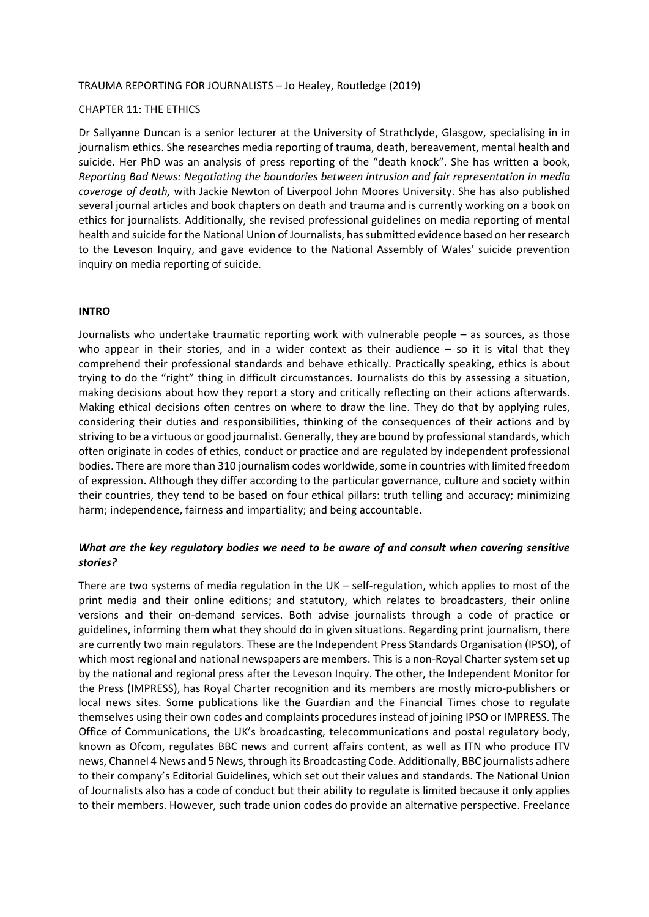TRAUMA REPORTING FOR JOURNALISTS – Jo Healey, Routledge (2019)

CHAPTER 11: THE ETHICS

Dr Sallyanne Duncan is a senior lecturer at the University of Strathclyde, Glasgow, specialising in in journalism ethics. She researches media reporting of trauma, death, bereavement, mental health and suicide. Her PhD was an analysis of press reporting of the "death knock". She has written a book, *Reporting Bad News: Negotiating the boundaries between intrusion and fair representation in media coverage of death,* with Jackie Newton of Liverpool John Moores University. She has also published several journal articles and book chapters on death and trauma and is currently working on a book on ethics for journalists. Additionally, she revised professional guidelines on media reporting of mental health and suicide for the National Union of Journalists, has submitted evidence based on her research to the Leveson Inquiry, and gave evidence to the National Assembly of Wales' suicide prevention inquiry on media reporting of suicide.

**INTRO**

Journalists who undertake traumatic reporting work with vulnerable people – as sources, as those who appear in their stories, and in a wider context as their audience – so it is vital that they comprehend their professional standards and behave ethically. Practically speaking, ethics is about trying to do the "right" thing in difficult circumstances. Journalists do this by assessing a situation, making decisions about how they report a story and critically reflecting on their actions afterwards. Making ethical decisions often centres on where to draw the line. They do that by applying rules, considering their duties and responsibilities, thinking of the consequences of their actions and by striving to be a virtuous or good journalist. Generally, they are bound by professional standards, which often originate in codes of ethics, conduct or practice and are regulated by independent professional bodies. There are more than 310 journalism codes worldwide, some in countries with limited freedom of expression. Although they differ according to the particular governance, culture and society within their countries, they tend to be based on four ethical pillars: truth telling and accuracy; minimizing harm; independence, fairness and impartiality; and being accountable.

***What are the key regulatory bodies we need to be aware of and consult when covering sensitive stories?***

There are two systems of media regulation in the UK – self-regulation, which applies to most of the print media and their online editions; and statutory, which relates to broadcasters, their online versions and their on-demand services. Both advise journalists through a code of practice or guidelines, informing them what they should do in given situations. Regarding print journalism, there are currently two main regulators. These are the Independent Press Standards Organisation (IPSO), of which most regional and national newspapers are members. This is a non-Royal Charter system set up by the national and regional press after the Leveson Inquiry. The other, the Independent Monitor for the Press (IMPRESS), has Royal Charter recognition and its members are mostly micro-publishers or local news sites. Some publications like the Guardian and the Financial Times chose to regulate themselves using their own codes and complaints procedures instead of joining IPSO or IMPRESS. The Office of Communications, the UK's broadcasting, telecommunications and postal regulatory body, known as Ofcom, regulates BBC news and current affairs content, as well as ITN who produce ITV news, Channel 4 News and 5 News, through its Broadcasting Code. Additionally, BBC journalists adhere to their company's Editorial Guidelines, which set out their values and standards. The National Union of Journalists also has a code of conduct but their ability to regulate is limited because it only applies to their members. However, such trade union codes do provide an alternative perspective. Freelance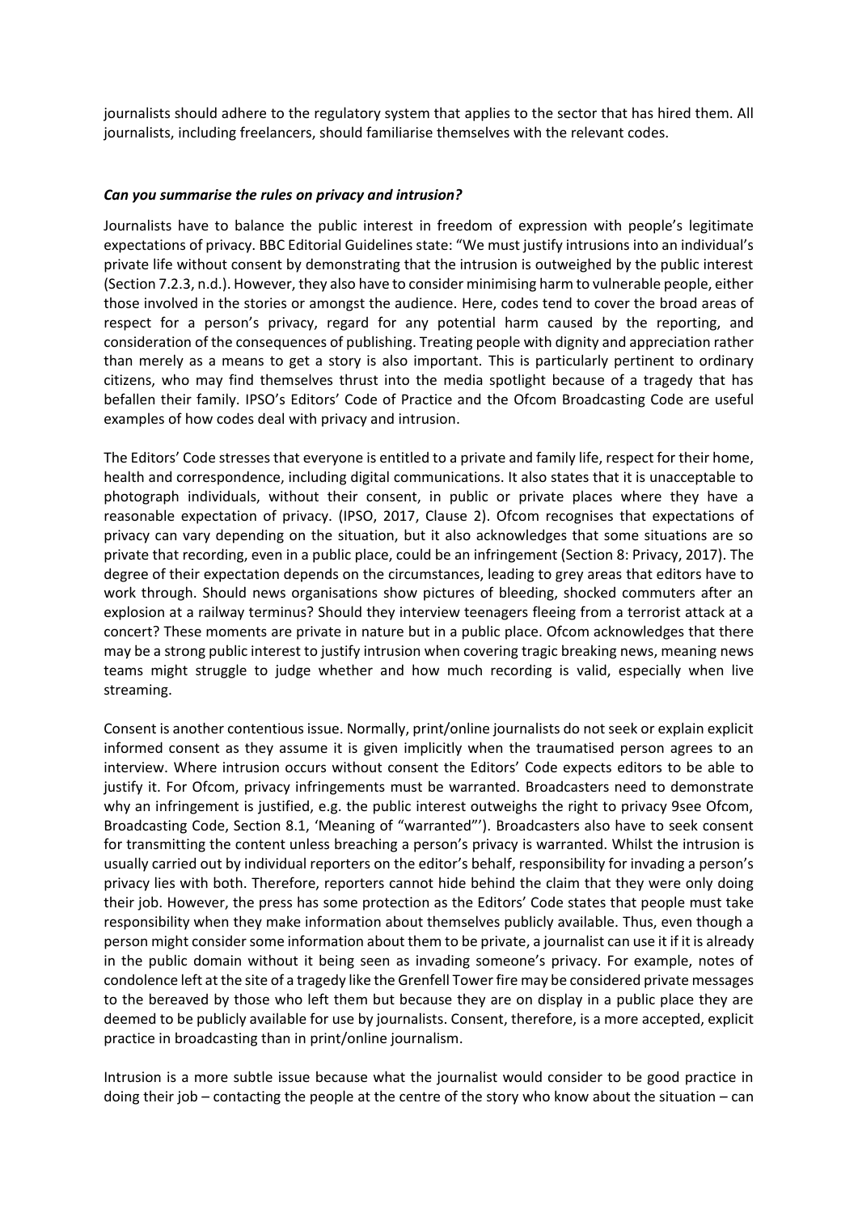journalists should adhere to the regulatory system that applies to the sector that has hired them. All journalists, including freelancers, should familiarise themselves with the relevant codes.

***Can you summarise the rules on privacy and intrusion?***

Journalists have to balance the public interest in freedom of expression with people's legitimate expectations of privacy. BBC Editorial Guidelines state: "We must justify intrusions into an individual's private life without consent by demonstrating that the intrusion is outweighed by the public interest (Section 7.2.3, n.d.). However, they also have to consider minimising harm to vulnerable people, either those involved in the stories or amongst the audience. Here, codes tend to cover the broad areas of respect for a person's privacy, regard for any potential harm caused by the reporting, and consideration of the consequences of publishing. Treating people with dignity and appreciation rather than merely as a means to get a story is also important. This is particularly pertinent to ordinary citizens, who may find themselves thrust into the media spotlight because of a tragedy that has befallen their family. IPSO's Editors' Code of Practice and the Ofcom Broadcasting Code are useful examples of how codes deal with privacy and intrusion.

The Editors' Code stresses that everyone is entitled to a private and family life, respect for their home, health and correspondence, including digital communications. It also states that it is unacceptable to photograph individuals, without their consent, in public or private places where they have a reasonable expectation of privacy. (IPSO, 2017, Clause 2). Ofcom recognises that expectations of privacy can vary depending on the situation, but it also acknowledges that some situations are so private that recording, even in a public place, could be an infringement (Section 8: Privacy, 2017). The degree of their expectation depends on the circumstances, leading to grey areas that editors have to work through. Should news organisations show pictures of bleeding, shocked commuters after an explosion at a railway terminus? Should they interview teenagers fleeing from a terrorist attack at a concert? These moments are private in nature but in a public place. Ofcom acknowledges that there may be a strong public interest to justify intrusion when covering tragic breaking news, meaning news teams might struggle to judge whether and how much recording is valid, especially when live streaming.

Consent is another contentious issue. Normally, print/online journalists do not seek or explain explicit informed consent as they assume it is given implicitly when the traumatised person agrees to an interview. Where intrusion occurs without consent the Editors' Code expects editors to be able to justify it. For Ofcom, privacy infringements must be warranted. Broadcasters need to demonstrate why an infringement is justified, e.g. the public interest outweighs the right to privacy 9see Ofcom, Broadcasting Code, Section 8.1, 'Meaning of "warranted"'). Broadcasters also have to seek consent for transmitting the content unless breaching a person's privacy is warranted. Whilst the intrusion is usually carried out by individual reporters on the editor's behalf, responsibility for invading a person's privacy lies with both. Therefore, reporters cannot hide behind the claim that they were only doing their job. However, the press has some protection as the Editors' Code states that people must take responsibility when they make information about themselves publicly available. Thus, even though a person might consider some information about them to be private, a journalist can use it if it is already in the public domain without it being seen as invading someone's privacy. For example, notes of condolence left at the site of a tragedy like the Grenfell Tower fire may be considered private messages to the bereaved by those who left them but because they are on display in a public place they are deemed to be publicly available for use by journalists. Consent, therefore, is a more accepted, explicit practice in broadcasting than in print/online journalism.

Intrusion is a more subtle issue because what the journalist would consider to be good practice in doing their job – contacting the people at the centre of the story who know about the situation – can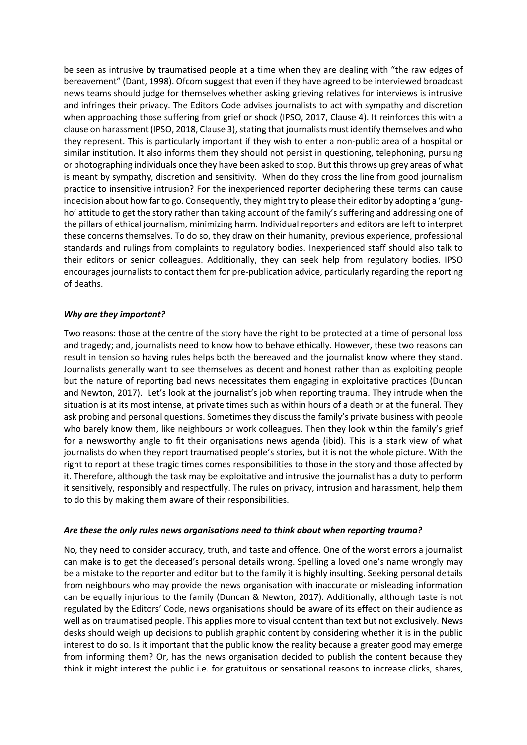be seen as intrusive by traumatised people at a time when they are dealing with "the raw edges of bereavement" (Dant, 1998). Ofcom suggest that even if they have agreed to be interviewed broadcast news teams should judge for themselves whether asking grieving relatives for interviews is intrusive and infringes their privacy. The Editors Code advises journalists to act with sympathy and discretion when approaching those suffering from grief or shock (IPSO, 2017, Clause 4). It reinforces this with a clause on harassment (IPSO, 2018, Clause 3), stating that journalists must identify themselves and who they represent. This is particularly important if they wish to enter a non-public area of a hospital or similar institution. It also informs them they should not persist in questioning, telephoning, pursuing or photographing individuals once they have been asked to stop. But this throws up grey areas of what is meant by sympathy, discretion and sensitivity. When do they cross the line from good journalism practice to insensitive intrusion? For the inexperienced reporter deciphering these terms can cause indecision about how far to go. Consequently, they might try to please their editor by adopting a 'gung-ho' attitude to get the story rather than taking account of the family's suffering and addressing one of the pillars of ethical journalism, minimizing harm. Individual reporters and editors are left to interpret these concerns themselves. To do so, they draw on their humanity, previous experience, professional standards and rulings from complaints to regulatory bodies. Inexperienced staff should also talk to their editors or senior colleagues. Additionally, they can seek help from regulatory bodies. IPSO encourages journalists to contact them for pre-publication advice, particularly regarding the reporting of deaths.

### *Why are they important?*

Two reasons: those at the centre of the story have the right to be protected at a time of personal loss and tragedy; and, journalists need to know how to behave ethically. However, these two reasons can result in tension so having rules helps both the bereaved and the journalist know where they stand. Journalists generally want to see themselves as decent and honest rather than as exploiting people but the nature of reporting bad news necessitates them engaging in exploitative practices (Duncan and Newton, 2017). Let's look at the journalist's job when reporting trauma. They intrude when the situation is at its most intense, at private times such as within hours of a death or at the funeral. They ask probing and personal questions. Sometimes they discuss the family's private business with people who barely know them, like neighbours or work colleagues. Then they look within the family's grief for a newsworthy angle to fit their organisations news agenda (ibid). This is a stark view of what journalists do when they report traumatised people's stories, but it is not the whole picture. With the right to report at these tragic times comes responsibilities to those in the story and those affected by it. Therefore, although the task may be exploitative and intrusive the journalist has a duty to perform it sensitively, responsibly and respectfully. The rules on privacy, intrusion and harassment, help them to do this by making them aware of their responsibilities.

### *Are these the only rules news organisations need to think about when reporting trauma?*

No, they need to consider accuracy, truth, and taste and offence. One of the worst errors a journalist can make is to get the deceased's personal details wrong. Spelling a loved one's name wrongly may be a mistake to the reporter and editor but to the family it is highly insulting. Seeking personal details from neighbours who may provide the news organisation with inaccurate or misleading information can be equally injurious to the family (Duncan & Newton, 2017). Additionally, although taste is not regulated by the Editors' Code, news organisations should be aware of its effect on their audience as well as on traumatised people. This applies more to visual content than text but not exclusively. News desks should weigh up decisions to publish graphic content by considering whether it is in the public interest to do so. Is it important that the public know the reality because a greater good may emerge from informing them? Or, has the news organisation decided to publish the content because they think it might interest the public i.e. for gratuitous or sensational reasons to increase clicks, shares,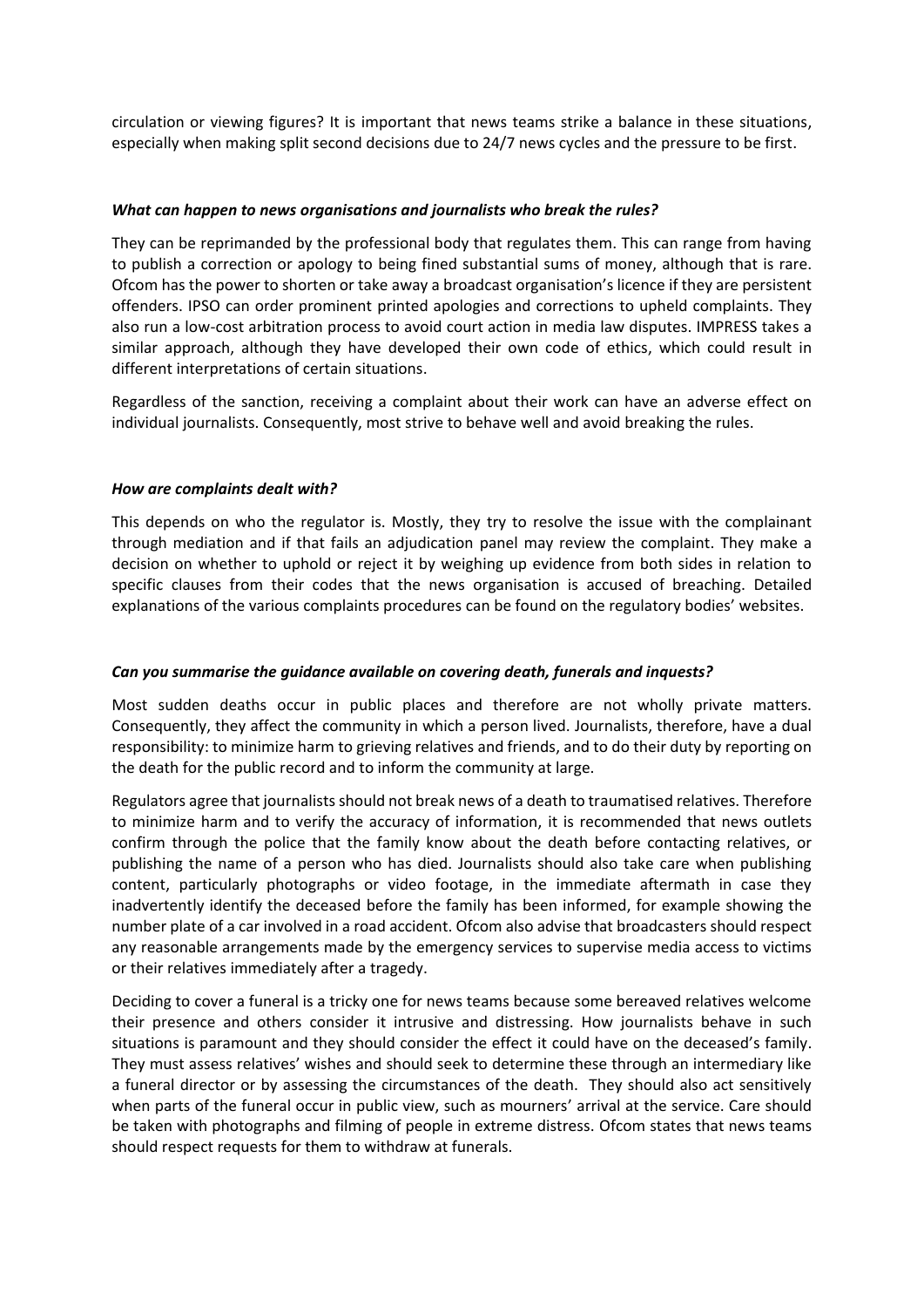circulation or viewing figures? It is important that news teams strike a balance in these situations, especially when making split second decisions due to 24/7 news cycles and the pressure to be first.

### ***What can happen to news organisations and journalists who break the rules?***

They can be reprimanded by the professional body that regulates them. This can range from having to publish a correction or apology to being fined substantial sums of money, although that is rare. Ofcom has the power to shorten or take away a broadcast organisation's licence if they are persistent offenders. IPSO can order prominent printed apologies and corrections to upheld complaints. They also run a low-cost arbitration process to avoid court action in media law disputes. IMPRESS takes a similar approach, although they have developed their own code of ethics, which could result in different interpretations of certain situations.

Regardless of the sanction, receiving a complaint about their work can have an adverse effect on individual journalists. Consequently, most strive to behave well and avoid breaking the rules.

### ***How are complaints dealt with?***

This depends on who the regulator is. Mostly, they try to resolve the issue with the complainant through mediation and if that fails an adjudication panel may review the complaint. They make a decision on whether to uphold or reject it by weighing up evidence from both sides in relation to specific clauses from their codes that the news organisation is accused of breaching. Detailed explanations of the various complaints procedures can be found on the regulatory bodies' websites.

### ***Can you summarise the guidance available on covering death, funerals and inquests?***

Most sudden deaths occur in public places and therefore are not wholly private matters. Consequently, they affect the community in which a person lived. Journalists, therefore, have a dual responsibility: to minimize harm to grieving relatives and friends, and to do their duty by reporting on the death for the public record and to inform the community at large.

Regulators agree that journalists should not break news of a death to traumatised relatives. Therefore to minimize harm and to verify the accuracy of information, it is recommended that news outlets confirm through the police that the family know about the death before contacting relatives, or publishing the name of a person who has died. Journalists should also take care when publishing content, particularly photographs or video footage, in the immediate aftermath in case they inadvertently identify the deceased before the family has been informed, for example showing the number plate of a car involved in a road accident. Ofcom also advise that broadcasters should respect any reasonable arrangements made by the emergency services to supervise media access to victims or their relatives immediately after a tragedy.

Deciding to cover a funeral is a tricky one for news teams because some bereaved relatives welcome their presence and others consider it intrusive and distressing. How journalists behave in such situations is paramount and they should consider the effect it could have on the deceased's family. They must assess relatives' wishes and should seek to determine these through an intermediary like a funeral director or by assessing the circumstances of the death. They should also act sensitively when parts of the funeral occur in public view, such as mourners' arrival at the service. Care should be taken with photographs and filming of people in extreme distress. Ofcom states that news teams should respect requests for them to withdraw at funerals.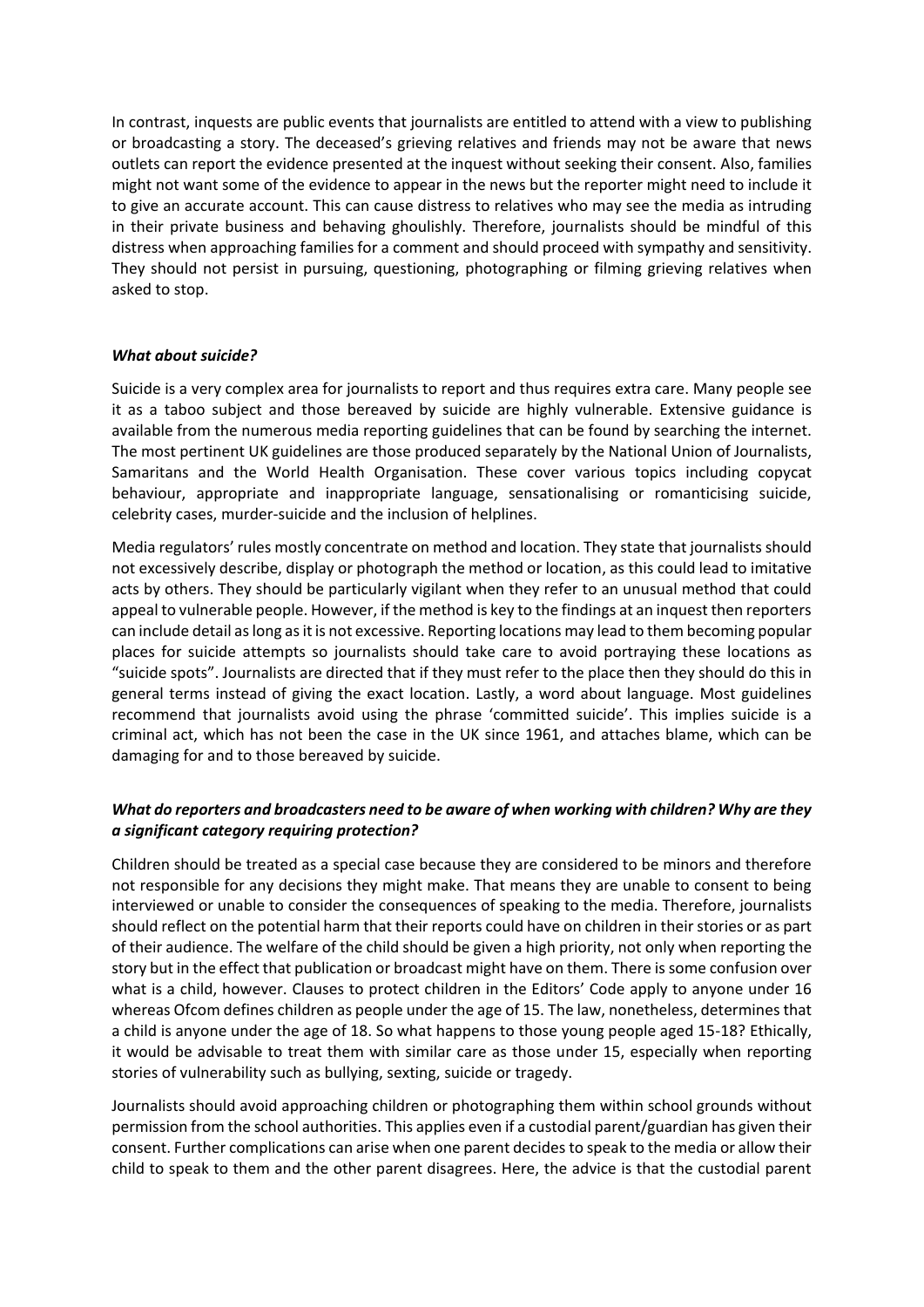In contrast, inquests are public events that journalists are entitled to attend with a view to publishing or broadcasting a story. The deceased's grieving relatives and friends may not be aware that news outlets can report the evidence presented at the inquest without seeking their consent. Also, families might not want some of the evidence to appear in the news but the reporter might need to include it to give an accurate account. This can cause distress to relatives who may see the media as intruding in their private business and behaving ghoulishly. Therefore, journalists should be mindful of this distress when approaching families for a comment and should proceed with sympathy and sensitivity. They should not persist in pursuing, questioning, photographing or filming grieving relatives when asked to stop.

### *What about suicide?*

Suicide is a very complex area for journalists to report and thus requires extra care. Many people see it as a taboo subject and those bereaved by suicide are highly vulnerable. Extensive guidance is available from the numerous media reporting guidelines that can be found by searching the internet. The most pertinent UK guidelines are those produced separately by the National Union of Journalists, Samaritans and the World Health Organisation. These cover various topics including copycat behaviour, appropriate and inappropriate language, sensationalising or romanticising suicide, celebrity cases, murder-suicide and the inclusion of helplines.

Media regulators' rules mostly concentrate on method and location. They state that journalists should not excessively describe, display or photograph the method or location, as this could lead to imitative acts by others. They should be particularly vigilant when they refer to an unusual method that could appeal to vulnerable people. However, if the method is key to the findings at an inquest then reporters can include detail as long as it is not excessive. Reporting locations may lead to them becoming popular places for suicide attempts so journalists should take care to avoid portraying these locations as "suicide spots". Journalists are directed that if they must refer to the place then they should do this in general terms instead of giving the exact location. Lastly, a word about language. Most guidelines recommend that journalists avoid using the phrase 'committed suicide'. This implies suicide is a criminal act, which has not been the case in the UK since 1961, and attaches blame, which can be damaging for and to those bereaved by suicide.

### *What do reporters and broadcasters need to be aware of when working with children? Why are they a significant category requiring protection?*

Children should be treated as a special case because they are considered to be minors and therefore not responsible for any decisions they might make. That means they are unable to consent to being interviewed or unable to consider the consequences of speaking to the media. Therefore, journalists should reflect on the potential harm that their reports could have on children in their stories or as part of their audience. The welfare of the child should be given a high priority, not only when reporting the story but in the effect that publication or broadcast might have on them. There is some confusion over what is a child, however. Clauses to protect children in the Editors' Code apply to anyone under 16 whereas Ofcom defines children as people under the age of 15. The law, nonetheless, determines that a child is anyone under the age of 18. So what happens to those young people aged 15-18? Ethically, it would be advisable to treat them with similar care as those under 15, especially when reporting stories of vulnerability such as bullying, sexting, suicide or tragedy.

Journalists should avoid approaching children or photographing them within school grounds without permission from the school authorities. This applies even if a custodial parent/guardian has given their consent. Further complications can arise when one parent decides to speak to the media or allow their child to speak to them and the other parent disagrees. Here, the advice is that the custodial parent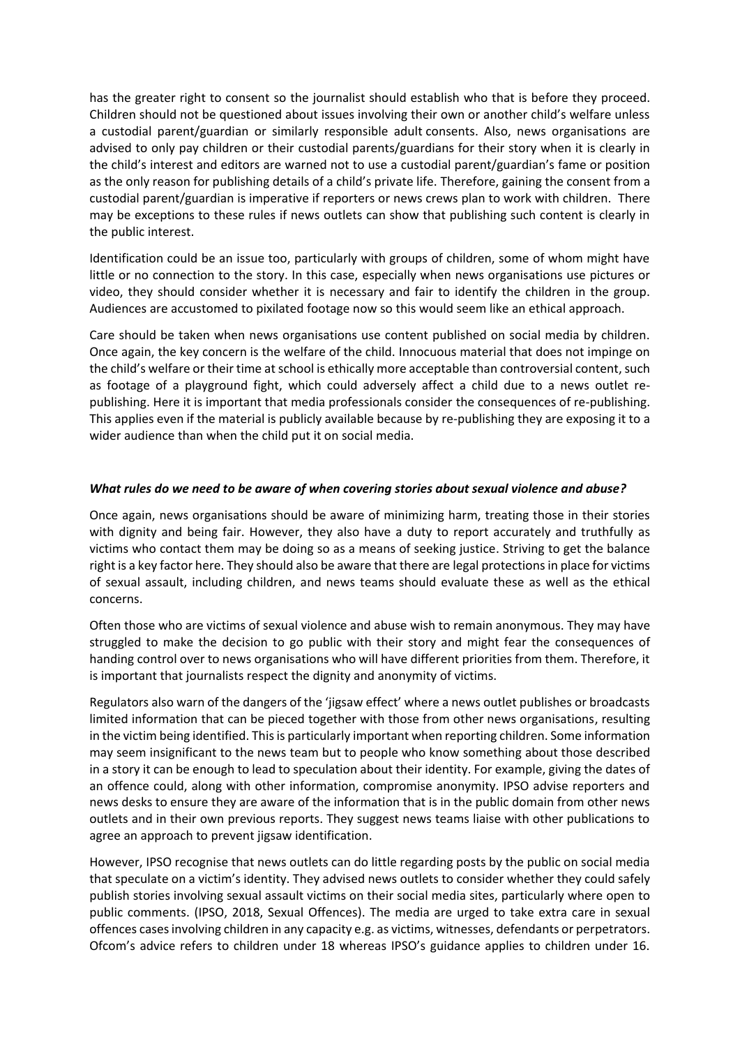has the greater right to consent so the journalist should establish who that is before they proceed. Children should not be questioned about issues involving their own or another child's welfare unless a custodial parent/guardian or similarly responsible adult consents. Also, news organisations are advised to only pay children or their custodial parents/guardians for their story when it is clearly in the child's interest and editors are warned not to use a custodial parent/guardian's fame or position as the only reason for publishing details of a child's private life. Therefore, gaining the consent from a custodial parent/guardian is imperative if reporters or news crews plan to work with children. There may be exceptions to these rules if news outlets can show that publishing such content is clearly in the public interest.

Identification could be an issue too, particularly with groups of children, some of whom might have little or no connection to the story. In this case, especially when news organisations use pictures or video, they should consider whether it is necessary and fair to identify the children in the group. Audiences are accustomed to pixilated footage now so this would seem like an ethical approach.

Care should be taken when news organisations use content published on social media by children. Once again, the key concern is the welfare of the child. Innocuous material that does not impinge on the child's welfare or their time at school is ethically more acceptable than controversial content, such as footage of a playground fight, which could adversely affect a child due to a news outlet re-publishing. Here it is important that media professionals consider the consequences of re-publishing. This applies even if the material is publicly available because by re-publishing they are exposing it to a wider audience than when the child put it on social media.

***What rules do we need to be aware of when covering stories about sexual violence and abuse?***

Once again, news organisations should be aware of minimizing harm, treating those in their stories with dignity and being fair. However, they also have a duty to report accurately and truthfully as victims who contact them may be doing so as a means of seeking justice. Striving to get the balance right is a key factor here. They should also be aware that there are legal protections in place for victims of sexual assault, including children, and news teams should evaluate these as well as the ethical concerns.

Often those who are victims of sexual violence and abuse wish to remain anonymous. They may have struggled to make the decision to go public with their story and might fear the consequences of handing control over to news organisations who will have different priorities from them. Therefore, it is important that journalists respect the dignity and anonymity of victims.

Regulators also warn of the dangers of the 'jigsaw effect' where a news outlet publishes or broadcasts limited information that can be pieced together with those from other news organisations, resulting in the victim being identified. This is particularly important when reporting children. Some information may seem insignificant to the news team but to people who know something about those described in a story it can be enough to lead to speculation about their identity. For example, giving the dates of an offence could, along with other information, compromise anonymity. IPSO advise reporters and news desks to ensure they are aware of the information that is in the public domain from other news outlets and in their own previous reports. They suggest news teams liaise with other publications to agree an approach to prevent jigsaw identification.

However, IPSO recognise that news outlets can do little regarding posts by the public on social media that speculate on a victim's identity. They advised news outlets to consider whether they could safely publish stories involving sexual assault victims on their social media sites, particularly where open to public comments. (IPSO, 2018, Sexual Offences). The media are urged to take extra care in sexual offences cases involving children in any capacity e.g. as victims, witnesses, defendants or perpetrators. Ofcom's advice refers to children under 18 whereas IPSO's guidance applies to children under 16.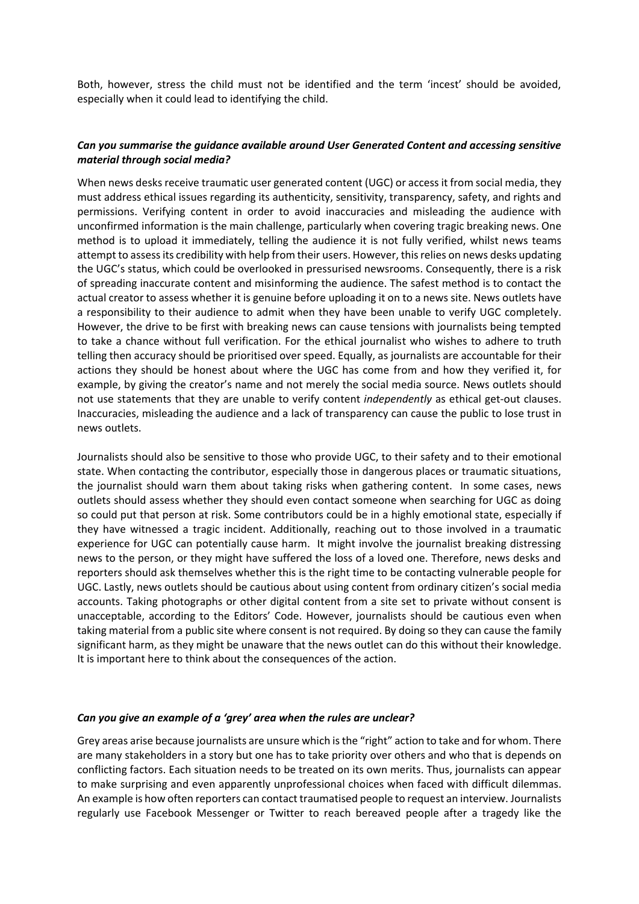Both, however, stress the child must not be identified and the term 'incest' should be avoided, especially when it could lead to identifying the child.

***Can you summarise the guidance available around User Generated Content and accessing sensitive material through social media?***

When news desks receive traumatic user generated content (UGC) or access it from social media, they must address ethical issues regarding its authenticity, sensitivity, transparency, safety, and rights and permissions. Verifying content in order to avoid inaccuracies and misleading the audience with unconfirmed information is the main challenge, particularly when covering tragic breaking news. One method is to upload it immediately, telling the audience it is not fully verified, whilst news teams attempt to assess its credibility with help from their users. However, this relies on news desks updating the UGC's status, which could be overlooked in pressurised newsrooms. Consequently, there is a risk of spreading inaccurate content and misinforming the audience. The safest method is to contact the actual creator to assess whether it is genuine before uploading it on to a news site. News outlets have a responsibility to their audience to admit when they have been unable to verify UGC completely. However, the drive to be first with breaking news can cause tensions with journalists being tempted to take a chance without full verification. For the ethical journalist who wishes to adhere to truth telling then accuracy should be prioritised over speed. Equally, as journalists are accountable for their actions they should be honest about where the UGC has come from and how they verified it, for example, by giving the creator's name and not merely the social media source. News outlets should not use statements that they are unable to verify content *independently* as ethical get-out clauses. Inaccuracies, misleading the audience and a lack of transparency can cause the public to lose trust in news outlets.

Journalists should also be sensitive to those who provide UGC, to their safety and to their emotional state. When contacting the contributor, especially those in dangerous places or traumatic situations, the journalist should warn them about taking risks when gathering content. In some cases, news outlets should assess whether they should even contact someone when searching for UGC as doing so could put that person at risk. Some contributors could be in a highly emotional state, especially if they have witnessed a tragic incident. Additionally, reaching out to those involved in a traumatic experience for UGC can potentially cause harm. It might involve the journalist breaking distressing news to the person, or they might have suffered the loss of a loved one. Therefore, news desks and reporters should ask themselves whether this is the right time to be contacting vulnerable people for UGC. Lastly, news outlets should be cautious about using content from ordinary citizen's social media accounts. Taking photographs or other digital content from a site set to private without consent is unacceptable, according to the Editors' Code. However, journalists should be cautious even when taking material from a public site where consent is not required. By doing so they can cause the family significant harm, as they might be unaware that the news outlet can do this without their knowledge. It is important here to think about the consequences of the action.

***Can you give an example of a 'grey' area when the rules are unclear?***

Grey areas arise because journalists are unsure which is the "right" action to take and for whom. There are many stakeholders in a story but one has to take priority over others and who that is depends on conflicting factors. Each situation needs to be treated on its own merits. Thus, journalists can appear to make surprising and even apparently unprofessional choices when faced with difficult dilemmas. An example is how often reporters can contact traumatised people to request an interview. Journalists regularly use Facebook Messenger or Twitter to reach bereaved people after a tragedy like the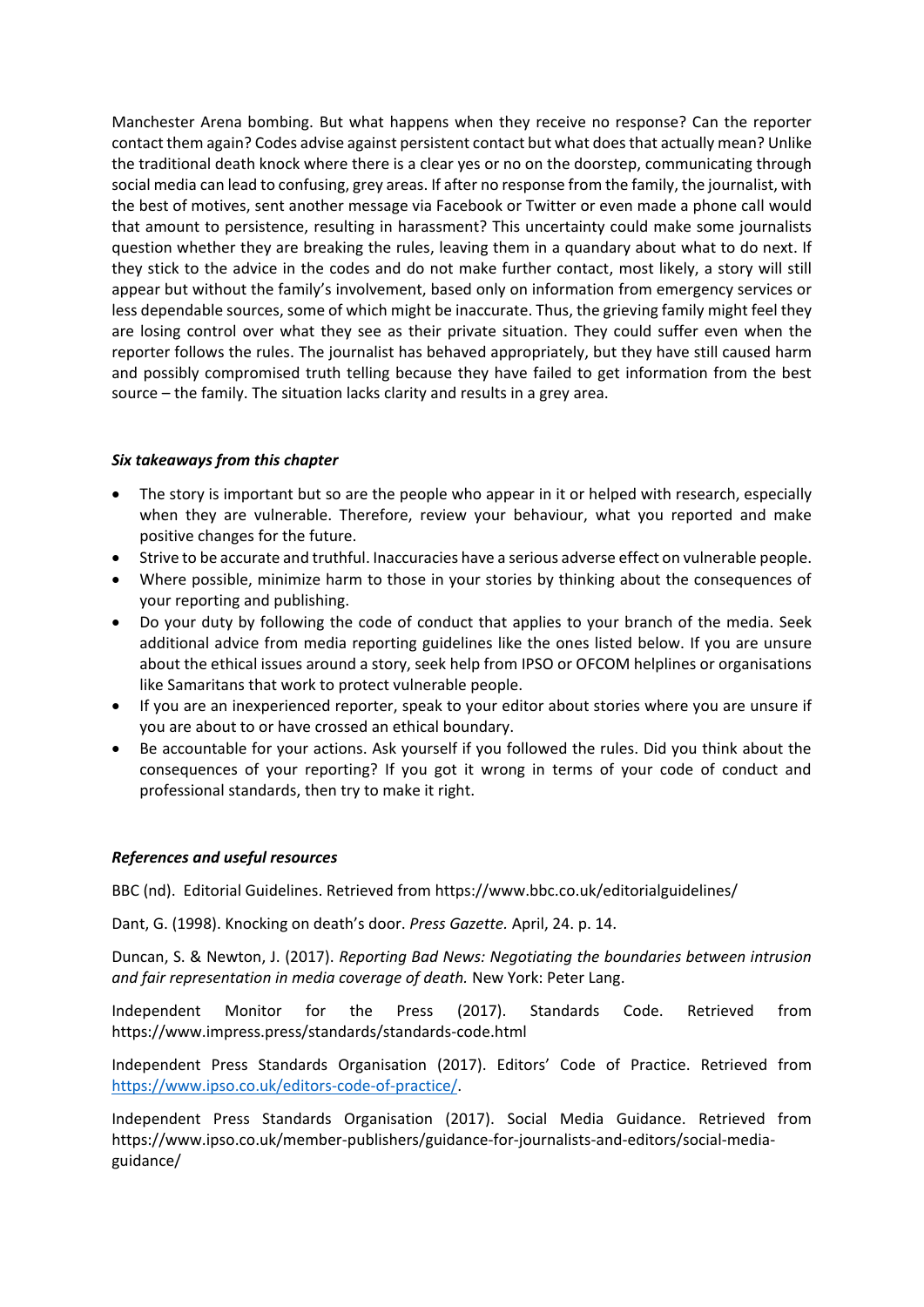Manchester Arena bombing. But what happens when they receive no response? Can the reporter contact them again? Codes advise against persistent contact but what does that actually mean? Unlike the traditional death knock where there is a clear yes or no on the doorstep, communicating through social media can lead to confusing, grey areas. If after no response from the family, the journalist, with the best of motives, sent another message via Facebook or Twitter or even made a phone call would that amount to persistence, resulting in harassment? This uncertainty could make some journalists question whether they are breaking the rules, leaving them in a quandary about what to do next. If they stick to the advice in the codes and do not make further contact, most likely, a story will still appear but without the family's involvement, based only on information from emergency services or less dependable sources, some of which might be inaccurate. Thus, the grieving family might feel they are losing control over what they see as their private situation. They could suffer even when the reporter follows the rules. The journalist has behaved appropriately, but they have still caused harm and possibly compromised truth telling because they have failed to get information from the best source – the family. The situation lacks clarity and results in a grey area.

### *Six takeaways from this chapter*

- The story is important but so are the people who appear in it or helped with research, especially when they are vulnerable. Therefore, review your behaviour, what you reported and make positive changes for the future.
- Strive to be accurate and truthful. Inaccuracies have a serious adverse effect on vulnerable people.
- Where possible, minimize harm to those in your stories by thinking about the consequences of your reporting and publishing.
- Do your duty by following the code of conduct that applies to your branch of the media. Seek additional advice from media reporting guidelines like the ones listed below. If you are unsure about the ethical issues around a story, seek help from IPSO or OFCOM helplines or organisations like Samaritans that work to protect vulnerable people.
- If you are an inexperienced reporter, speak to your editor about stories where you are unsure if you are about to or have crossed an ethical boundary.
- Be accountable for your actions. Ask yourself if you followed the rules. Did you think about the consequences of your reporting? If you got it wrong in terms of your code of conduct and professional standards, then try to make it right.

### *References and useful resources*

BBC (nd). Editorial Guidelines. Retrieved from https://www.bbc.co.uk/editorialguidelines/

Dant, G. (1998). Knocking on death's door. *Press Gazette.* April, 24. p. 14.

Duncan, S. & Newton, J. (2017). *Reporting Bad News: Negotiating the boundaries between intrusion and fair representation in media coverage of death.* New York: Peter Lang.

Independent Monitor for the Press (2017). Standards Code. Retrieved from https://www.impress.press/standards/standards-code.html

Independent Press Standards Organisation (2017). Editors' Code of Practice. Retrieved from https://www.ipso.co.uk/editors-code-of-practice/.

Independent Press Standards Organisation (2017). Social Media Guidance. Retrieved from https://www.ipso.co.uk/member-publishers/guidance-for-journalists-and-editors/social-media-guidance/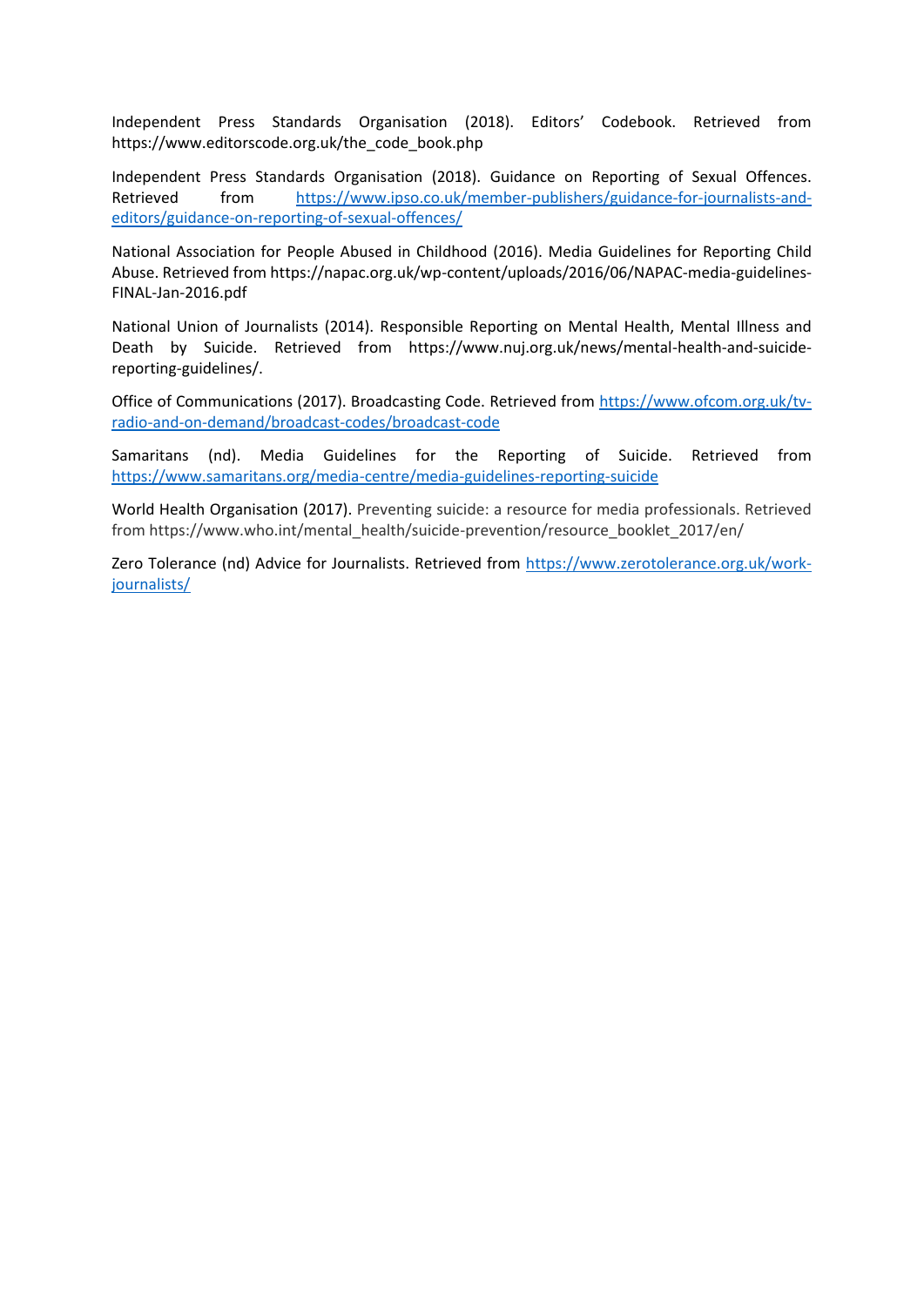Independent Press Standards Organisation (2018). Editors' Codebook. Retrieved from https://www.editorscode.org.uk/the_code_book.php

Independent Press Standards Organisation (2018). Guidance on Reporting of Sexual Offences. Retrieved from https://www.ipso.co.uk/member-publishers/guidance-for-journalists-and-editors/guidance-on-reporting-of-sexual-offences/

National Association for People Abused in Childhood (2016). Media Guidelines for Reporting Child Abuse. Retrieved from https://napac.org.uk/wp-content/uploads/2016/06/NAPAC-media-guidelines-FINAL-Jan-2016.pdf

National Union of Journalists (2014). Responsible Reporting on Mental Health, Mental Illness and Death by Suicide. Retrieved from https://www.nuj.org.uk/news/mental-health-and-suicide-reporting-guidelines/.

Office of Communications (2017). Broadcasting Code. Retrieved from https://www.ofcom.org.uk/tv-radio-and-on-demand/broadcast-codes/broadcast-code

Samaritans (nd). Media Guidelines for the Reporting of Suicide. Retrieved from https://www.samaritans.org/media-centre/media-guidelines-reporting-suicide

World Health Organisation (2017). Preventing suicide: a resource for media professionals. Retrieved from https://www.who.int/mental_health/suicide-prevention/resource_booklet_2017/en/

Zero Tolerance (nd) Advice for Journalists. Retrieved from https://www.zerotolerance.org.uk/work-journalists/